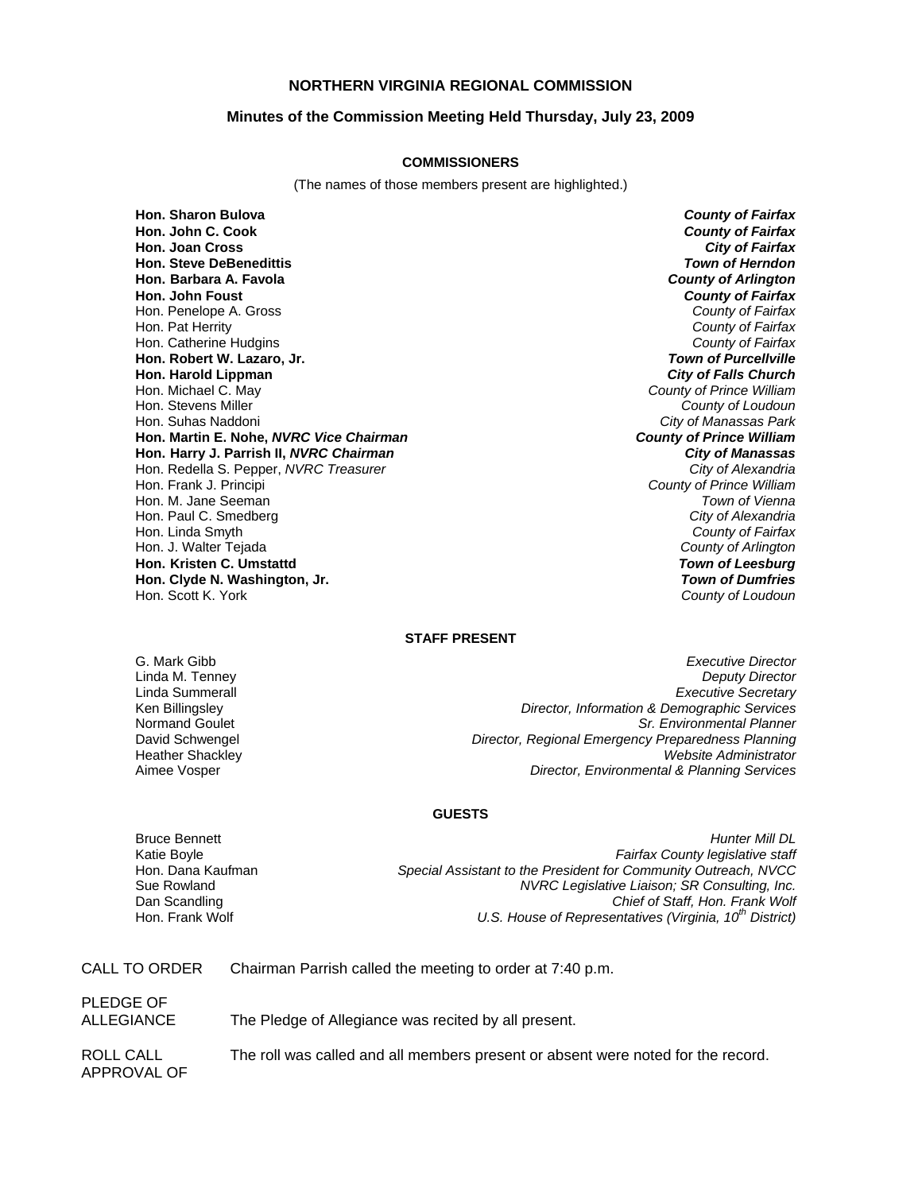# NORTHERN VIRGINIA REGIONAL COMMISSION

## Minutes of the Commission Meeting Held Thursday, July 23, 2009

### COMMISSIONERS

(The names of those members present are highlighted.)

| | |
|---|---|
| **Hon. Sharon Bulova** | ***County of Fairfax*** |
| **Hon. John C. Cook** | ***County of Fairfax*** |
| **Hon. Joan Cross** | ***City of Fairfax*** |
| **Hon. Steve DeBenedittis** | ***Town of Herndon*** |
| **Hon. Barbara A. Favola** | ***County of Arlington*** |
| **Hon. John Foust** | ***County of Fairfax*** |
| Hon. Penelope A. Gross | *County of Fairfax* |
| Hon. Pat Herrity | *County of Fairfax* |
| Hon. Catherine Hudgins | *County of Fairfax* |
| **Hon. Robert W. Lazaro, Jr.** | ***Town of Purcellville*** |
| **Hon. Harold Lippman** | ***City of Falls Church*** |
| Hon. Michael C. May | *County of Prince William* |
| Hon. Stevens Miller | *County of Loudoun* |
| Hon. Suhas Naddoni | *City of Manassas Park* |
| **Hon. Martin E. Nohe, *NVRC Vice Chairman*** | ***County of Prince William*** |
| **Hon. Harry J. Parrish II, *NVRC Chairman*** | ***City of Manassas*** |
| Hon. Redella S. Pepper, *NVRC Treasurer* | *City of Alexandria* |
| Hon. Frank J. Principi | *County of Prince William* |
| Hon. M. Jane Seeman | *Town of Vienna* |
| Hon. Paul C. Smedberg | *City of Alexandria* |
| Hon. Linda Smyth | *County of Fairfax* |
| Hon. J. Walter Tejada | *County of Arlington* |
| **Hon. Kristen C. Umstattd** | ***Town of Leesburg*** |
| **Hon. Clyde N. Washington, Jr.** | ***Town of Dumfries*** |
| Hon. Scott K. York | *County of Loudoun* |

### STAFF PRESENT

| | |
|---|---|
| G. Mark Gibb | *Executive Director* |
| Linda M. Tenney | *Deputy Director* |
| Linda Summerall | *Executive Secretary* |
| Ken Billingsley | *Director, Information & Demographic Services* |
| Normand Goulet | *Sr. Environmental Planner* |
| David Schwengel | *Director, Regional Emergency Preparedness Planning* |
| Heather Shackley | *Website Administrator* |
| Aimee Vosper | *Director, Environmental & Planning Services* |

### GUESTS

| | |
|---|---|
| Bruce Bennett | *Hunter Mill DL* |
| Katie Boyle | *Fairfax County legislative staff* |
| Hon. Dana Kaufman | *Special Assistant to the President for Community Outreach, NVCC* |
| Sue Rowland | *NVRC Legislative Liaison; SR Consulting, Inc.* |
| Dan Scandling | *Chief of Staff, Hon. Frank Wolf* |
| Hon. Frank Wolf | *U.S. House of Representatives (Virginia, 10th District)* |

CALL TO ORDER — Chairman Parrish called the meeting to order at 7:40 p.m.

PLEDGE OF ALLEGIANCE — The Pledge of Allegiance was recited by all present.

ROLL CALL — The roll was called and all members present or absent were noted for the record.

APPROVAL OF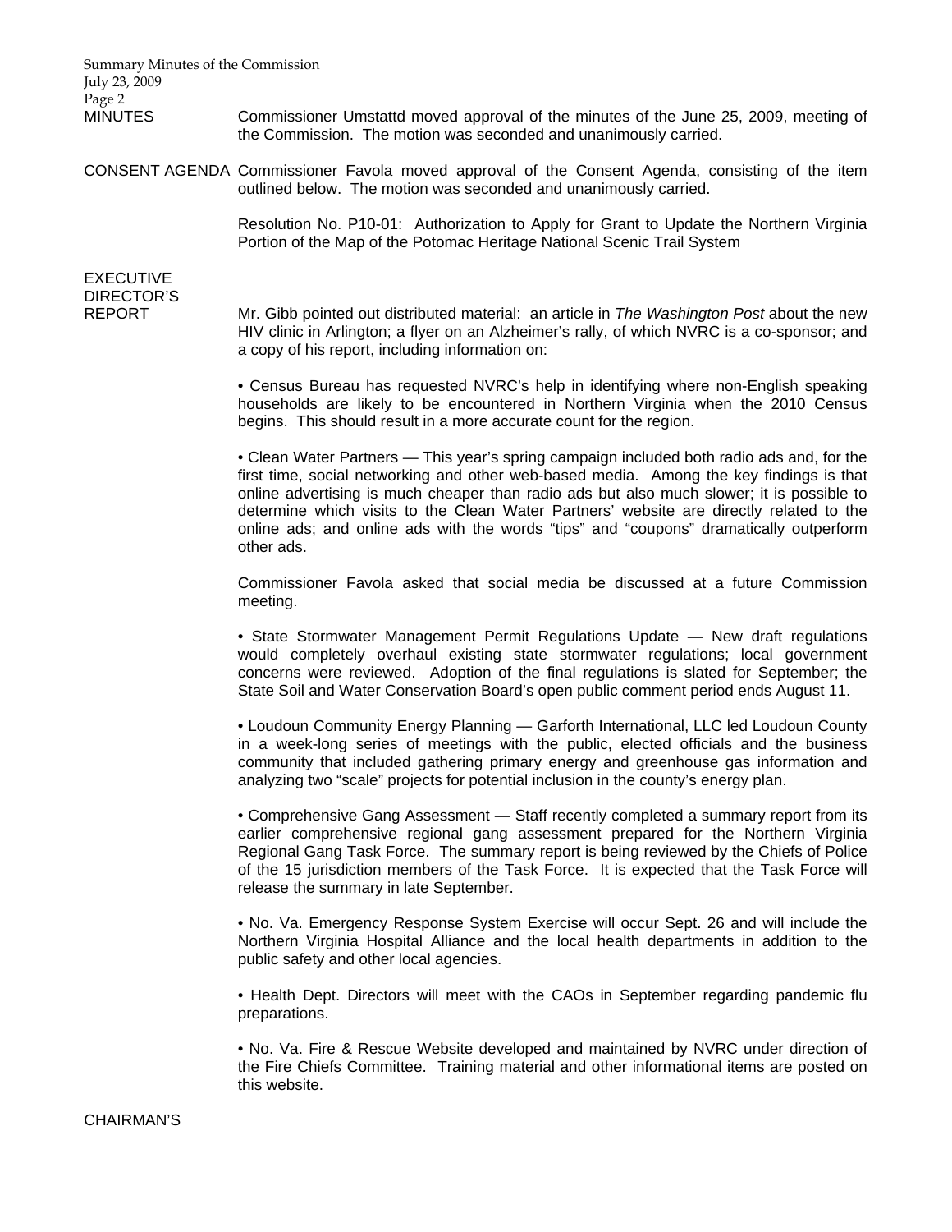**MINUTES**

Commissioner Umstattd moved approval of the minutes of the June 25, 2009, meeting of the Commission. The motion was seconded and unanimously carried.

**CONSENT AGENDA**

Commissioner Favola moved approval of the Consent Agenda, consisting of the item outlined below. The motion was seconded and unanimously carried.

Resolution No. P10-01: Authorization to Apply for Grant to Update the Northern Virginia Portion of the Map of the Potomac Heritage National Scenic Trail System

**EXECUTIVE DIRECTOR'S REPORT**

Mr. Gibb pointed out distributed material: an article in *The Washington Post* about the new HIV clinic in Arlington; a flyer on an Alzheimer's rally, of which NVRC is a co-sponsor; and a copy of his report, including information on:

• Census Bureau has requested NVRC's help in identifying where non-English speaking households are likely to be encountered in Northern Virginia when the 2010 Census begins. This should result in a more accurate count for the region.

• Clean Water Partners — This year's spring campaign included both radio ads and, for the first time, social networking and other web-based media. Among the key findings is that online advertising is much cheaper than radio ads but also much slower; it is possible to determine which visits to the Clean Water Partners' website are directly related to the online ads; and online ads with the words "tips" and "coupons" dramatically outperform other ads.

Commissioner Favola asked that social media be discussed at a future Commission meeting.

• State Stormwater Management Permit Regulations Update — New draft regulations would completely overhaul existing state stormwater regulations; local government concerns were reviewed. Adoption of the final regulations is slated for September; the State Soil and Water Conservation Board's open public comment period ends August 11.

• Loudoun Community Energy Planning — Garforth International, LLC led Loudoun County in a week-long series of meetings with the public, elected officials and the business community that included gathering primary energy and greenhouse gas information and analyzing two "scale" projects for potential inclusion in the county's energy plan.

• Comprehensive Gang Assessment — Staff recently completed a summary report from its earlier comprehensive regional gang assessment prepared for the Northern Virginia Regional Gang Task Force. The summary report is being reviewed by the Chiefs of Police of the 15 jurisdiction members of the Task Force. It is expected that the Task Force will release the summary in late September.

• No. Va. Emergency Response System Exercise will occur Sept. 26 and will include the Northern Virginia Hospital Alliance and the local health departments in addition to the public safety and other local agencies.

• Health Dept. Directors will meet with the CAOs in September regarding pandemic flu preparations.

• No. Va. Fire & Rescue Website developed and maintained by NVRC under direction of the Fire Chiefs Committee. Training material and other informational items are posted on this website.

**CHAIRMAN'S**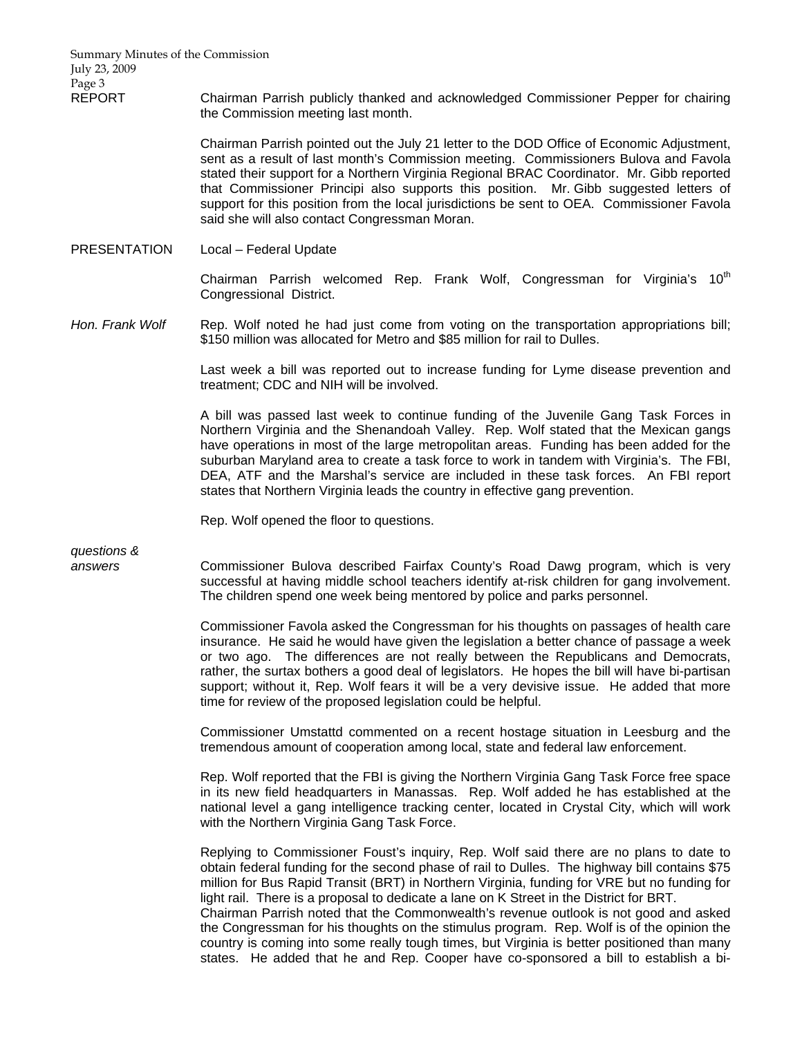REPORT

Chairman Parrish publicly thanked and acknowledged Commissioner Pepper for chairing the Commission meeting last month.

Chairman Parrish pointed out the July 21 letter to the DOD Office of Economic Adjustment, sent as a result of last month's Commission meeting. Commissioners Bulova and Favola stated their support for a Northern Virginia Regional BRAC Coordinator. Mr. Gibb reported that Commissioner Principi also supports this position. Mr. Gibb suggested letters of support for this position from the local jurisdictions be sent to OEA. Commissioner Favola said she will also contact Congressman Moran.

PRESENTATION Local – Federal Update

Chairman Parrish welcomed Rep. Frank Wolf, Congressman for Virginia's 10th Congressional District.

*Hon. Frank Wolf*

Rep. Wolf noted he had just come from voting on the transportation appropriations bill; \$150 million was allocated for Metro and \$85 million for rail to Dulles.

Last week a bill was reported out to increase funding for Lyme disease prevention and treatment; CDC and NIH will be involved.

A bill was passed last week to continue funding of the Juvenile Gang Task Forces in Northern Virginia and the Shenandoah Valley. Rep. Wolf stated that the Mexican gangs have operations in most of the large metropolitan areas. Funding has been added for the suburban Maryland area to create a task force to work in tandem with Virginia's. The FBI, DEA, ATF and the Marshal's service are included in these task forces. An FBI report states that Northern Virginia leads the country in effective gang prevention.

Rep. Wolf opened the floor to questions.

*questions & answers*

Commissioner Bulova described Fairfax County's Road Dawg program, which is very successful at having middle school teachers identify at-risk children for gang involvement. The children spend one week being mentored by police and parks personnel.

Commissioner Favola asked the Congressman for his thoughts on passages of health care insurance. He said he would have given the legislation a better chance of passage a week or two ago. The differences are not really between the Republicans and Democrats, rather, the surtax bothers a good deal of legislators. He hopes the bill will have bi-partisan support; without it, Rep. Wolf fears it will be a very devisive issue. He added that more time for review of the proposed legislation could be helpful.

Commissioner Umstattd commented on a recent hostage situation in Leesburg and the tremendous amount of cooperation among local, state and federal law enforcement.

Rep. Wolf reported that the FBI is giving the Northern Virginia Gang Task Force free space in its new field headquarters in Manassas. Rep. Wolf added he has established at the national level a gang intelligence tracking center, located in Crystal City, which will work with the Northern Virginia Gang Task Force.

Replying to Commissioner Foust's inquiry, Rep. Wolf said there are no plans to date to obtain federal funding for the second phase of rail to Dulles. The highway bill contains \$75 million for Bus Rapid Transit (BRT) in Northern Virginia, funding for VRE but no funding for light rail. There is a proposal to dedicate a lane on K Street in the District for BRT.
Chairman Parrish noted that the Commonwealth's revenue outlook is not good and asked the Congressman for his thoughts on the stimulus program. Rep. Wolf is of the opinion the country is coming into some really tough times, but Virginia is better positioned than many states. He added that he and Rep. Cooper have co-sponsored a bill to establish a bi-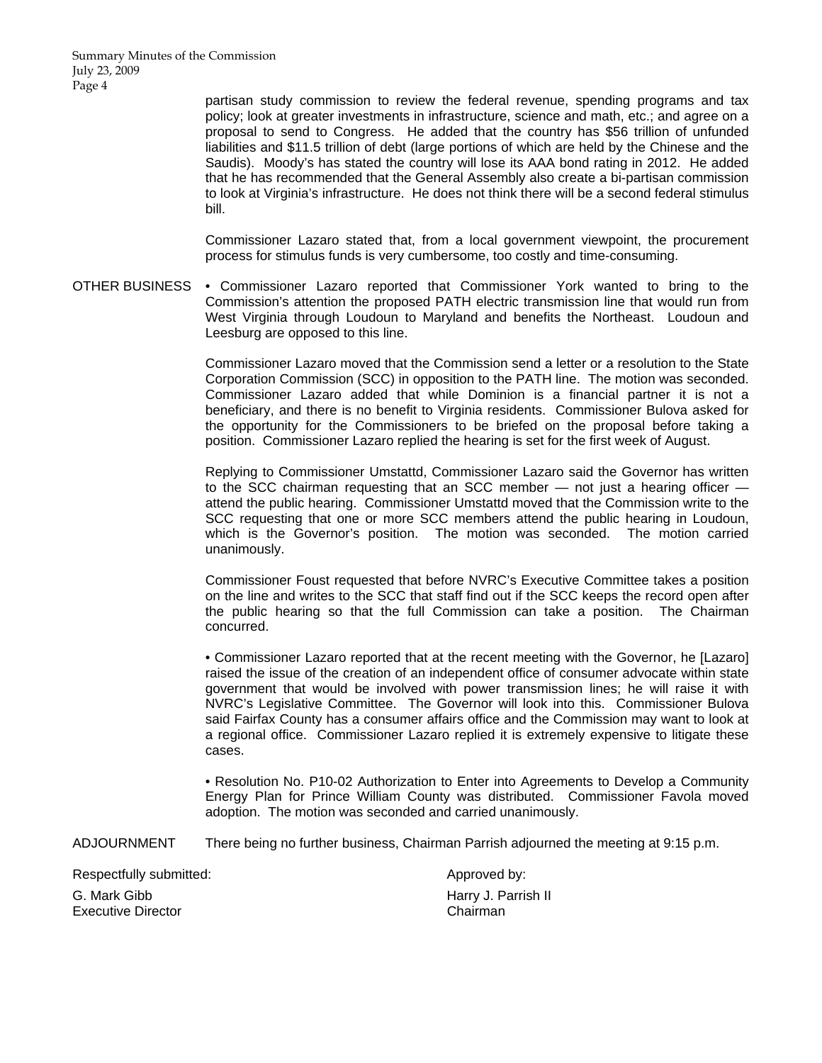partisan study commission to review the federal revenue, spending programs and tax policy; look at greater investments in infrastructure, science and math, etc.; and agree on a proposal to send to Congress. He added that the country has $56 trillion of unfunded liabilities and $11.5 trillion of debt (large portions of which are held by the Chinese and the Saudis). Moody's has stated the country will lose its AAA bond rating in 2012. He added that he has recommended that the General Assembly also create a bi-partisan commission to look at Virginia's infrastructure. He does not think there will be a second federal stimulus bill.

Commissioner Lazaro stated that, from a local government viewpoint, the procurement process for stimulus funds is very cumbersome, too costly and time-consuming.

**OTHER BUSINESS**

• Commissioner Lazaro reported that Commissioner York wanted to bring to the Commission's attention the proposed PATH electric transmission line that would run from West Virginia through Loudoun to Maryland and benefits the Northeast. Loudoun and Leesburg are opposed to this line.

Commissioner Lazaro moved that the Commission send a letter or a resolution to the State Corporation Commission (SCC) in opposition to the PATH line. The motion was seconded. Commissioner Lazaro added that while Dominion is a financial partner it is not a beneficiary, and there is no benefit to Virginia residents. Commissioner Bulova asked for the opportunity for the Commissioners to be briefed on the proposal before taking a position. Commissioner Lazaro replied the hearing is set for the first week of August.

Replying to Commissioner Umstattd, Commissioner Lazaro said the Governor has written to the SCC chairman requesting that an SCC member — not just a hearing officer — attend the public hearing. Commissioner Umstattd moved that the Commission write to the SCC requesting that one or more SCC members attend the public hearing in Loudoun, which is the Governor's position. The motion was seconded. The motion carried unanimously.

Commissioner Foust requested that before NVRC's Executive Committee takes a position on the line and writes to the SCC that staff find out if the SCC keeps the record open after the public hearing so that the full Commission can take a position. The Chairman concurred.

• Commissioner Lazaro reported that at the recent meeting with the Governor, he [Lazaro] raised the issue of the creation of an independent office of consumer advocate within state government that would be involved with power transmission lines; he will raise it with NVRC's Legislative Committee. The Governor will look into this. Commissioner Bulova said Fairfax County has a consumer affairs office and the Commission may want to look at a regional office. Commissioner Lazaro replied it is extremely expensive to litigate these cases.

• Resolution No. P10-02 Authorization to Enter into Agreements to Develop a Community Energy Plan for Prince William County was distributed. Commissioner Favola moved adoption. The motion was seconded and carried unanimously.

**ADJOURNMENT**

There being no further business, Chairman Parrish adjourned the meeting at 9:15 p.m.

Respectfully submitted:

G. Mark Gibb
Executive Director

Approved by:

Harry J. Parrish II
Chairman